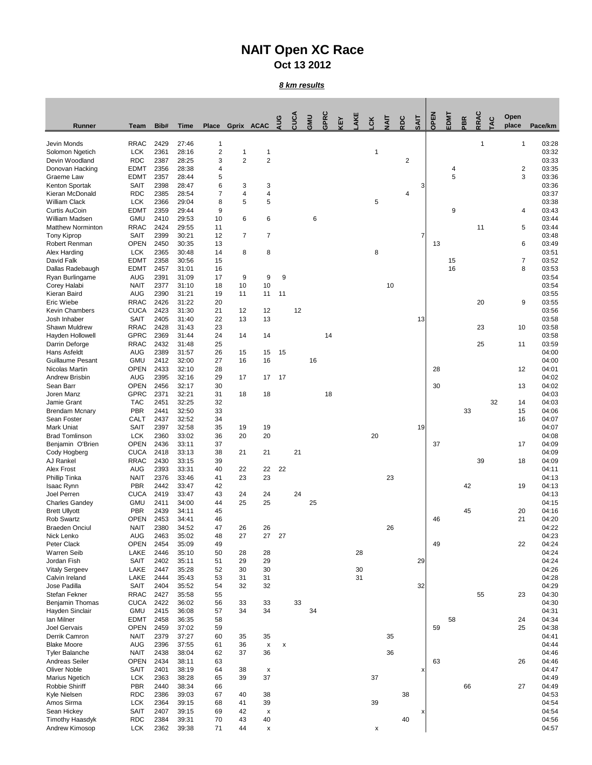# NAIT Open XC Race

## Oct 13 2012

***8 km results***

| Runner | Team | Bib# | Time | Place | Gprix | ACAC | AUG | CUCA | GMU | GPRC | KEY | LAKE | LCK | NAIT | RDC | SAIT | OPEN | EDMT | PBR | RRAC | TAC | Open place | Pace/km |
|---|---|---|---|---|---|---|---|---|---|---|---|---|---|---|---|---|---|---|---|---|---|---|---|
| Jevin Monds | RRAC | 2429 | 27:46 | 1 | | | | | | | | | | | | | | | | 1 | | 1 | 03:28 |
| Solomon Ngetich | LCK | 2361 | 28:16 | 2 | 1 | 1 | | | | | | | 1 | | | | | | | | | | 03:32 |
| Devin Woodland | RDC | 2387 | 28:25 | 3 | 2 | 2 | | | | | | | | | 2 | | | | | | | | 03:33 |
| Donovan Hacking | EDMT | 2356 | 28:38 | 4 | | | | | | | | | | | | | | 4 | | | | 2 | 03:35 |
| Graeme Law | EDMT | 2357 | 28:44 | 5 | | | | | | | | | | | | | | 5 | | | | 3 | 03:36 |
| Kenton Sportak | SAIT | 2398 | 28:47 | 6 | 3 | 3 | | | | | | | | | | 3 | | | | | | | 03:36 |
| Kieran McDonald | RDC | 2385 | 28:54 | 7 | 4 | 4 | | | | | | | | | 4 | | | | | | | | 03:37 |
| William Clack | LCK | 2366 | 29:04 | 8 | 5 | 5 | | | | | | | 5 | | | | | | | | | | 03:38 |
| Curtis AuCoin | EDMT | 2359 | 29:44 | 9 | | | | | | | | | | | | | | 9 | | | | 4 | 03:43 |
| William Madsen | GMU | 2410 | 29:53 | 10 | 6 | 6 | | | 6 | | | | | | | | | | | | | | 03:44 |
| Matthew Norminton | RRAC | 2424 | 29:55 | 11 | | | | | | | | | | | | | | | | 11 | | 5 | 03:44 |
| Tony Kiprop | SAIT | 2399 | 30:21 | 12 | 7 | 7 | | | | | | | | | | 7 | | | | | | | 03:48 |
| Robert Renman | OPEN | 2450 | 30:35 | 13 | | | | | | | | | | | | | 13 | | | | | 6 | 03:49 |
| Alex Harding | LCK | 2365 | 30:48 | 14 | 8 | 8 | | | | | | | 8 | | | | | | | | | | 03:51 |
| David Falk | EDMT | 2358 | 30:56 | 15 | | | | | | | | | | | | | | 15 | | | | 7 | 03:52 |
| Dallas Radebaugh | EDMT | 2457 | 31:01 | 16 | | | | | | | | | | | | | | 16 | | | | 8 | 03:53 |
| Ryan Burlingame | AUG | 2391 | 31:09 | 17 | 9 | 9 | 9 | | | | | | | | | | | | | | | | 03:54 |
| Corey Halabi | NAIT | 2377 | 31:10 | 18 | 10 | 10 | | | | | | | | 10 | | | | | | | | | 03:54 |
| Kieran Baird | AUG | 2390 | 31:21 | 19 | 11 | 11 | 11 | | | | | | | | | | | | | | | | 03:55 |
| Eric Wiebe | RRAC | 2426 | 31:22 | 20 | | | | | | | | | | | | | | | | 20 | | 9 | 03:55 |
| Kevin Chambers | CUCA | 2423 | 31:30 | 21 | 12 | 12 | | 12 | | | | | | | | | | | | | | | 03:56 |
| Josh Inhaber | SAIT | 2405 | 31:40 | 22 | 13 | 13 | | | | | | | | | | 13 | | | | | | | 03:58 |
| Shawn Muldrew | RRAC | 2428 | 31:43 | 23 | | | | | | | | | | | | | | | | 23 | | 10 | 03:58 |
| Hayden Hollowell | GPRC | 2369 | 31:44 | 24 | 14 | 14 | | | | 14 | | | | | | | | | | | | | 03:58 |
| Darrin Deforge | RRAC | 2432 | 31:48 | 25 | | | | | | | | | | | | | | | | 25 | | 11 | 03:59 |
| Hans Asfeldt | AUG | 2389 | 31:57 | 26 | 15 | 15 | 15 | | | | | | | | | | | | | | | | 04:00 |
| Guillaume Pesant | GMU | 2412 | 32:00 | 27 | 16 | 16 | | | 16 | | | | | | | | | | | | | | 04:00 |
| Nicolas Martin | OPEN | 2433 | 32:10 | 28 | | | | | | | | | | | | | 28 | | | | | 12 | 04:01 |
| Andrew Brisbin | AUG | 2395 | 32:16 | 29 | 17 | 17 | 17 | | | | | | | | | | | | | | | | 04:02 |
| Sean Barr | OPEN | 2456 | 32:17 | 30 | | | | | | | | | | | | | 30 | | | | | 13 | 04:02 |
| Joren Manz | GPRC | 2371 | 32:21 | 31 | 18 | 18 | | | | 18 | | | | | | | | | | | | | 04:03 |
| Jamie Grant | TAC | 2451 | 32:25 | 32 | | | | | | | | | | | | | | | | | 32 | 14 | 04:03 |
| Brendam Mcnary | PBR | 2441 | 32:50 | 33 | | | | | | | | | | | | | | | 33 | | | 15 | 04:06 |
| Sean Foster | CALT | 2437 | 32:52 | 34 | | | | | | | | | | | | | | | | | | 16 | 04:07 |
| Mark Uniat | SAIT | 2397 | 32:58 | 35 | 19 | 19 | | | | | | | | | | 19 | | | | | | | 04:07 |
| Brad Tomlinson | LCK | 2360 | 33:02 | 36 | 20 | 20 | | | | | | | 20 | | | | | | | | | | 04:08 |
| Benjamin O'Brien | OPEN | 2436 | 33:11 | 37 | | | | | | | | | | | | | 37 | | | | | 17 | 04:09 |
| Cody Hogberg | CUCA | 2418 | 33:13 | 38 | 21 | 21 | | 21 | | | | | | | | | | | | | | | 04:09 |
| AJ Rankel | RRAC | 2430 | 33:15 | 39 | | | | | | | | | | | | | | | | 39 | | 18 | 04:09 |
| Alex Frost | AUG | 2393 | 33:31 | 40 | 22 | 22 | 22 | | | | | | | | | | | | | | | | 04:11 |
| Phillip Tinka | NAIT | 2376 | 33:46 | 41 | 23 | 23 | | | | | | | | 23 | | | | | | | | | 04:13 |
| Isaac Rynn | PBR | 2442 | 33:47 | 42 | | | | | | | | | | | | | | | 42 | | | 19 | 04:13 |
| Joel Perren | CUCA | 2419 | 33:47 | 43 | 24 | 24 | | 24 | | | | | | | | | | | | | | | 04:13 |
| Charles Gandey | GMU | 2411 | 34:00 | 44 | 25 | 25 | | | 25 | | | | | | | | | | | | | | 04:15 |
| Brett Ullyott | PBR | 2439 | 34:11 | 45 | | | | | | | | | | | | | | | 45 | | | 20 | 04:16 |
| Rob Swartz | OPEN | 2453 | 34:41 | 46 | | | | | | | | | | | | | 46 | | | | | 21 | 04:20 |
| Braeden Onciul | NAIT | 2380 | 34:52 | 47 | 26 | 26 | | | | | | | | 26 | | | | | | | | | 04:22 |
| Nick Lenko | AUG | 2463 | 35:02 | 48 | 27 | 27 | 27 | | | | | | | | | | | | | | | | 04:23 |
| Peter Clack | OPEN | 2454 | 35:09 | 49 | | | | | | | | | | | | | 49 | | | | | 22 | 04:24 |
| Warren Seib | LAKE | 2446 | 35:10 | 50 | 28 | 28 | | | | | | 28 | | | | | | | | | | | 04:24 |
| Jordan Fish | SAIT | 2402 | 35:11 | 51 | 29 | 29 | | | | | | | | | | 29 | | | | | | | 04:24 |
| Vitaly Sergeev | LAKE | 2447 | 35:28 | 52 | 30 | 30 | | | | | | 30 | | | | | | | | | | | 04:26 |
| Calvin Ireland | LAKE | 2444 | 35:43 | 53 | 31 | 31 | | | | | | 31 | | | | | | | | | | | 04:28 |
| Jose Padilla | SAIT | 2404 | 35:52 | 54 | 32 | 32 | | | | | | | | | | 32 | | | | | | | 04:29 |
| Stefan Fekner | RRAC | 2427 | 35:58 | 55 | | | | | | | | | | | | | | | | 55 | | 23 | 04:30 |
| Benjamin Thomas | CUCA | 2422 | 36:02 | 56 | 33 | 33 | | 33 | | | | | | | | | | | | | | | 04:30 |
| Hayden Sinclair | GMU | 2415 | 36:08 | 57 | 34 | 34 | | | 34 | | | | | | | | | | | | | | 04:31 |
| Ian Milner | EDMT | 2458 | 36:35 | 58 | | | | | | | | | | | | | | 58 | | | | 24 | 04:34 |
| Joel Gervais | OPEN | 2459 | 37:02 | 59 | | | | | | | | | | | | | 59 | | | | | 25 | 04:38 |
| Derrik Camron | NAIT | 2379 | 37:27 | 60 | 35 | 35 | | | | | | | | 35 | | | | | | | | | 04:41 |
| Blake Moore | AUG | 2396 | 37:55 | 61 | 36 | x | x | | | | | | | | | | | | | | | | 04:44 |
| Tyler Balanche | NAIT | 2438 | 38:04 | 62 | 37 | 36 | | | | | | | | 36 | | | | | | | | | 04:46 |
| Andreas Seiler | OPEN | 2434 | 38:11 | 63 | | | | | | | | | | | | | 63 | | | | | 26 | 04:46 |
| Oliver Noble | SAIT | 2401 | 38:19 | 64 | 38 | x | | | | | | | | | | x | | | | | | | 04:47 |
| Marius Ngetich | LCK | 2363 | 38:28 | 65 | 39 | 37 | | | | | | | 37 | | | | | | | | | | 04:49 |
| Robbie Shiriff | PBR | 2440 | 38:34 | 66 | | | | | | | | | | | | | | | 66 | | | 27 | 04:49 |
| Kyle Nielsen | RDC | 2386 | 39:03 | 67 | 40 | 38 | | | | | | | | | 38 | | | | | | | | 04:53 |
| Amos Sirma | LCK | 2364 | 39:15 | 68 | 41 | 39 | | | | | | | 39 | | | | | | | | | | 04:54 |
| Sean Hickey | SAIT | 2407 | 39:15 | 69 | 42 | x | | | | | | | | | | x | | | | | | | 04:54 |
| Timothy Haasdyk | RDC | 2384 | 39:31 | 70 | 43 | 40 | | | | | | | | | 40 | | | | | | | | 04:56 |
| Andrew Kimosop | LCK | 2362 | 39:38 | 71 | 44 | x | | | | | | | x | | | | | | | | | | 04:57 |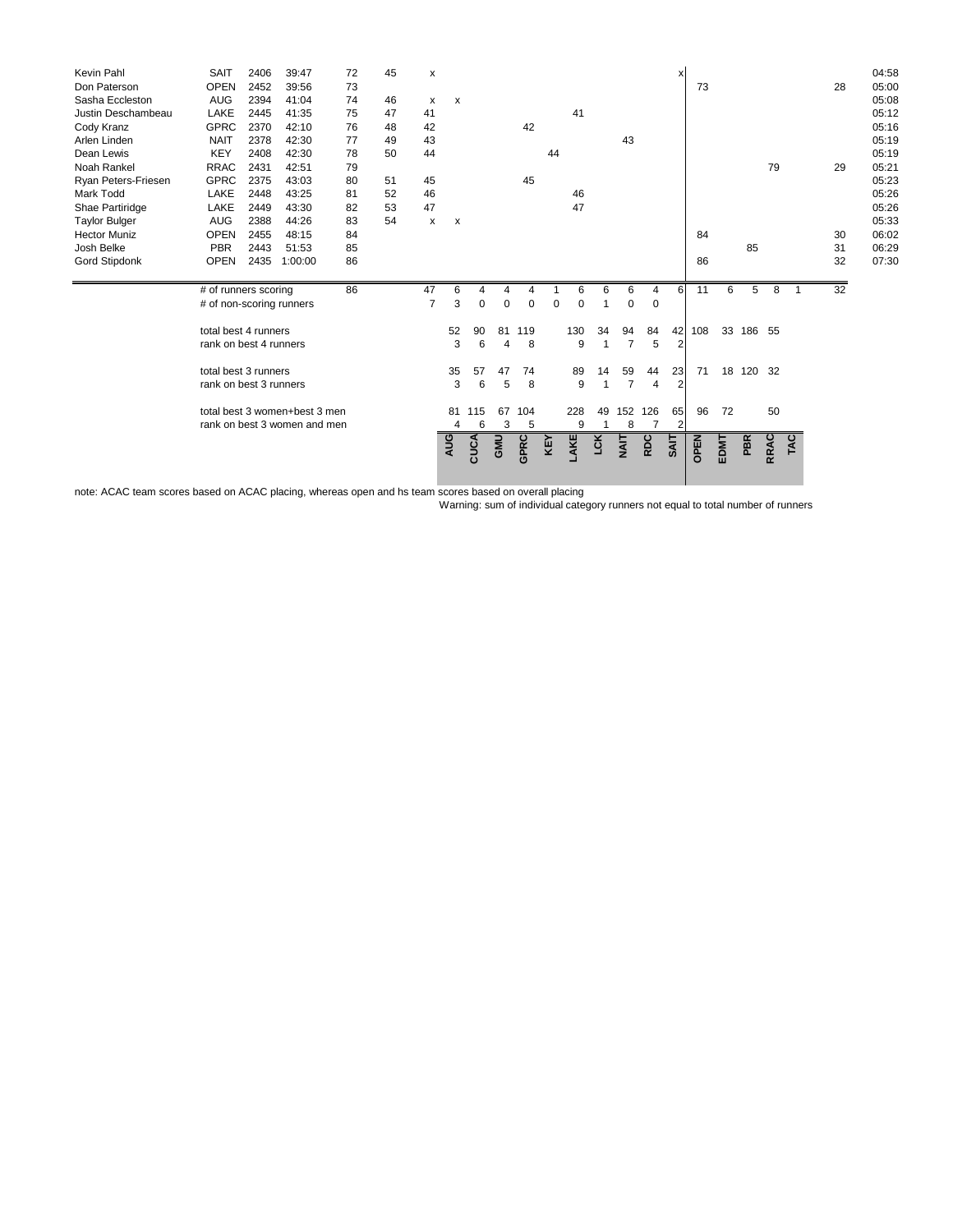| | | | | | | | AUG | CUCA | GMU | GPRC | KEY | LAKE | LCK | NAIT | RDC | SAIT | OPEN | EDMT | PBR | RRAC | TAC | | |
|---|---|---|---|---|---|---|---|---|---|---|---|---|---|---|---|---|---|---|---|---|---|---|---|
| Kevin Pahl | SAIT | 2406 | 39:47 | 72 | 45 | x | | | | | | | | | | x | | | | | | | 04:58 |
| Don Paterson | OPEN | 2452 | 39:56 | 73 | | | | | | | | | | | | | 73 | | | | | 28 | 05:00 |
| Sasha Eccleston | AUG | 2394 | 41:04 | 74 | 46 | x | x | | | | | | | | | | | | | | | | 05:08 |
| Justin Deschambeau | LAKE | 2445 | 41:35 | 75 | 47 | 41 | | | | | | 41 | | | | | | | | | | | 05:12 |
| Cody Kranz | GPRC | 2370 | 42:10 | 76 | 48 | 42 | | | | 42 | | | | | | | | | | | | | 05:16 |
| Arlen Linden | NAIT | 2378 | 42:30 | 77 | 49 | 43 | | | | | | | | 43 | | | | | | | | | 05:19 |
| Dean Lewis | KEY | 2408 | 42:30 | 78 | 50 | 44 | | | | | 44 | | | | | | | | | | | | 05:19 |
| Noah Rankel | RRAC | 2431 | 42:51 | 79 | | | | | | | | | | | | | | | | 79 | | 29 | 05:21 |
| Ryan Peters-Friesen | GPRC | 2375 | 43:03 | 80 | 51 | 45 | | | | 45 | | | | | | | | | | | | | 05:23 |
| Mark Todd | LAKE | 2448 | 43:25 | 81 | 52 | 46 | | | | | | 46 | | | | | | | | | | | 05:26 |
| Shae Partiridge | LAKE | 2449 | 43:30 | 82 | 53 | 47 | | | | | | 47 | | | | | | | | | | | 05:26 |
| Taylor Bulger | AUG | 2388 | 44:26 | 83 | 54 | x | x | | | | | | | | | | | | | | | | 05:33 |
| Hector Muniz | OPEN | 2455 | 48:15 | 84 | | | | | | | | | | | | | 84 | | | | | 30 | 06:02 |
| Josh Belke | PBR | 2443 | 51:53 | 85 | | | | | | | | | | | | | | | 85 | | | 31 | 06:29 |
| Gord Stipdonk | OPEN | 2435 | 1:00:00 | 86 | | | | | | | | | | | | | 86 | | | | | 32 | 07:30 |
| # of runners scoring | | | | 86 | | 47 | 6 | 4 | 4 | 4 | 1 | 6 | 6 | 6 | 4 | 6 | 11 | 6 | 5 | 8 | 1 | 32 | |
| # of non-scoring runners | | | | | | 7 | 3 | 0 | 0 | 0 | 0 | 0 | 1 | 0 | 0 | | | | | | | | |
| total best 4 runners | | | | | | | 52 | 90 | 81 | 119 | | 130 | 34 | 94 | 84 | 42 | 108 | 33 | 186 | 55 | | | |
| rank on best 4 runners | | | | | | | 3 | 6 | 4 | 8 | | 9 | 1 | 7 | 5 | 2 | | | | | | | |
| total best 3 runners | | | | | | | 35 | 57 | 47 | 74 | | 89 | 14 | 59 | 44 | 23 | 71 | 18 | 120 | 32 | | | |
| rank on best 3 runners | | | | | | | 3 | 6 | 5 | 8 | | 9 | 1 | 7 | 4 | 2 | | | | | | | |
| total best 3 women+best 3 men | | | | | | | 81 | 115 | 67 | 104 | | 228 | 49 | 152 | 126 | 65 | 96 | 72 | | 50 | | | |
| rank on best 3 women and men | | | | | | | 4 | 6 | 3 | 5 | | 9 | 1 | 8 | 7 | 2 | | | | | | | |

note: ACAC team scores based on ACAC placing, whereas open and hs team scores based on overall placing

Warning: sum of individual category runners not equal to total number of runners